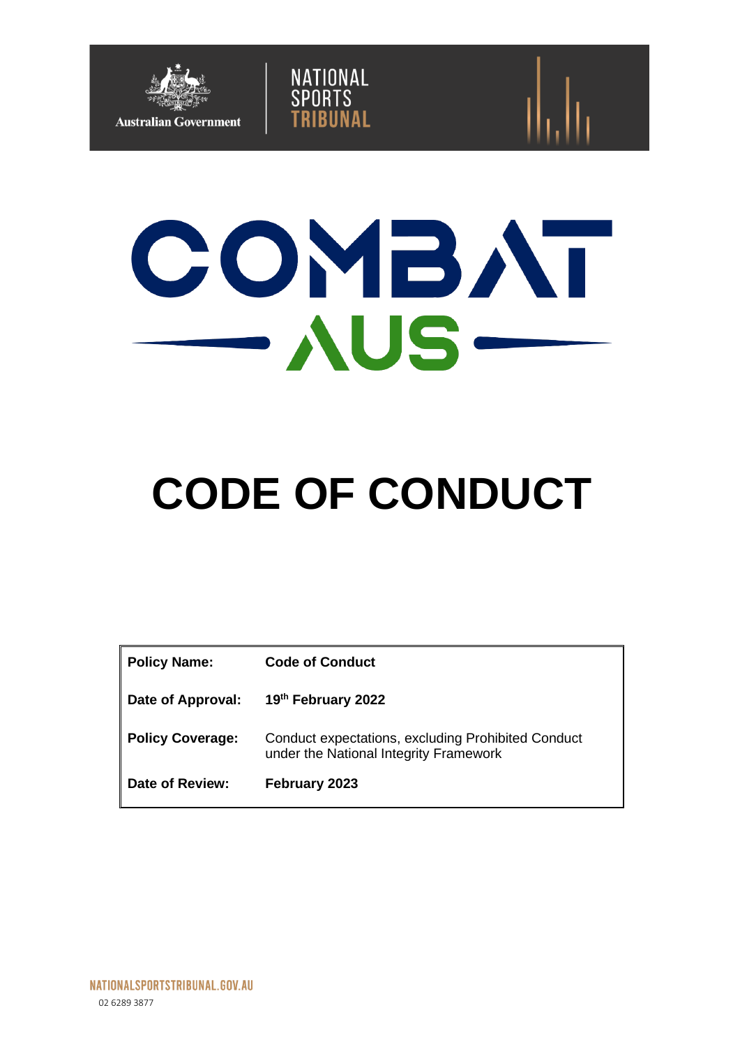Australian Government

NATIONAL SPORTS TRIBUNAL

COMBAT AUS

# CODE OF CONDUCT

| **Policy Name:** | **Code of Conduct** |
|---|---|
| **Date of Approval:** | **19th February 2022** |
| **Policy Coverage:** | Conduct expectations, excluding Prohibited Conduct under the National Integrity Framework |
| **Date of Review:** | **February 2023** |

NATIONALSPORTSTRIBUNAL.GOV.AU

02 6289 3877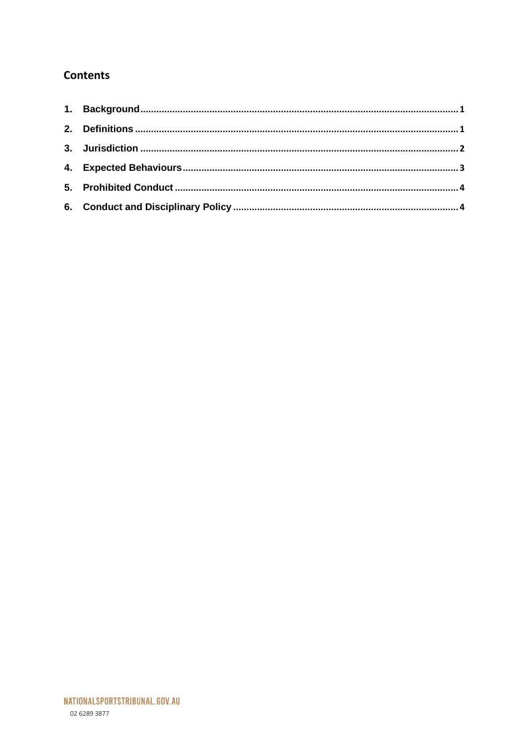## Contents

1. Background ........................................................ 1
2. Definitions ........................................................ 1
3. Jurisdiction ........................................................ 2
4. Expected Behaviours ........................................................ 3
5. Prohibited Conduct ........................................................ 4
6. Conduct and Disciplinary Policy ........................................................ 4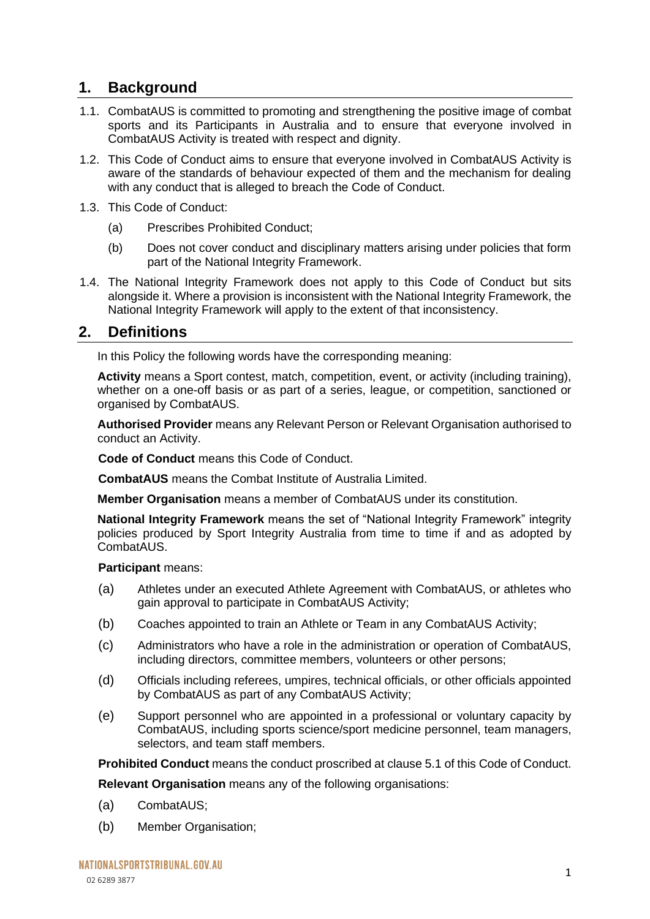## 1. Background

1.1. CombatAUS is committed to promoting and strengthening the positive image of combat sports and its Participants in Australia and to ensure that everyone involved in CombatAUS Activity is treated with respect and dignity.

1.2. This Code of Conduct aims to ensure that everyone involved in CombatAUS Activity is aware of the standards of behaviour expected of them and the mechanism for dealing with any conduct that is alleged to breach the Code of Conduct.

1.3. This Code of Conduct:

- (a) Prescribes Prohibited Conduct;
- (b) Does not cover conduct and disciplinary matters arising under policies that form part of the National Integrity Framework.

1.4. The National Integrity Framework does not apply to this Code of Conduct but sits alongside it. Where a provision is inconsistent with the National Integrity Framework, the National Integrity Framework will apply to the extent of that inconsistency.

## 2. Definitions

In this Policy the following words have the corresponding meaning:

**Activity** means a Sport contest, match, competition, event, or activity (including training), whether on a one-off basis or as part of a series, league, or competition, sanctioned or organised by CombatAUS.

**Authorised Provider** means any Relevant Person or Relevant Organisation authorised to conduct an Activity.

**Code of Conduct** means this Code of Conduct.

**CombatAUS** means the Combat Institute of Australia Limited.

**Member Organisation** means a member of CombatAUS under its constitution.

**National Integrity Framework** means the set of "National Integrity Framework" integrity policies produced by Sport Integrity Australia from time to time if and as adopted by CombatAUS.

**Participant** means:

- (a) Athletes under an executed Athlete Agreement with CombatAUS, or athletes who gain approval to participate in CombatAUS Activity;
- (b) Coaches appointed to train an Athlete or Team in any CombatAUS Activity;
- (c) Administrators who have a role in the administration or operation of CombatAUS, including directors, committee members, volunteers or other persons;
- (d) Officials including referees, umpires, technical officials, or other officials appointed by CombatAUS as part of any CombatAUS Activity;
- (e) Support personnel who are appointed in a professional or voluntary capacity by CombatAUS, including sports science/sport medicine personnel, team managers, selectors, and team staff members.

**Prohibited Conduct** means the conduct proscribed at clause 5.1 of this Code of Conduct.

**Relevant Organisation** means any of the following organisations:

- (a) CombatAUS;
- (b) Member Organisation;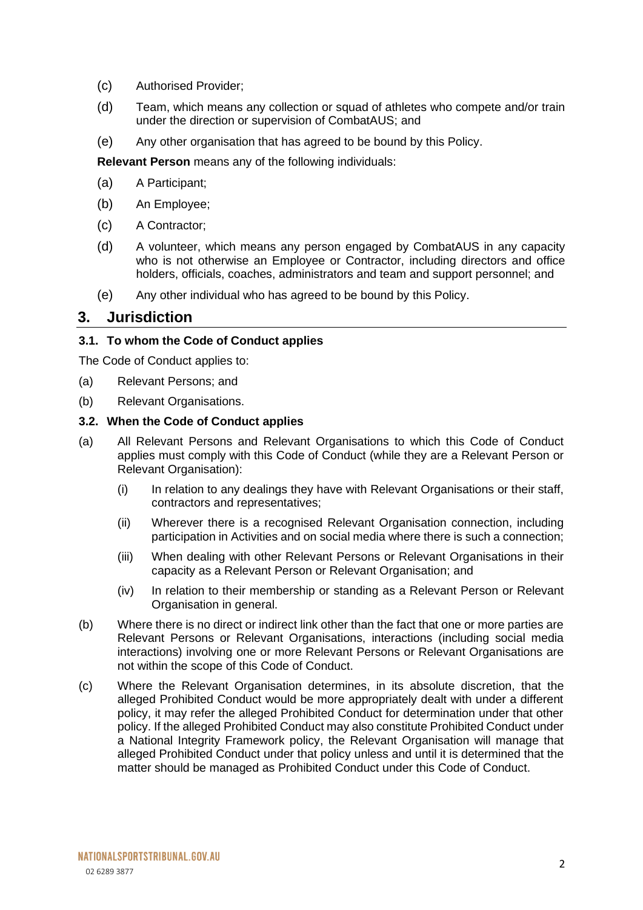(c) Authorised Provider;

(d) Team, which means any collection or squad of athletes who compete and/or train under the direction or supervision of CombatAUS; and

(e) Any other organisation that has agreed to be bound by this Policy.

**Relevant Person** means any of the following individuals:

(a) A Participant;

(b) An Employee;

(c) A Contractor;

(d) A volunteer, which means any person engaged by CombatAUS in any capacity who is not otherwise an Employee or Contractor, including directors and office holders, officials, coaches, administrators and team and support personnel; and

(e) Any other individual who has agreed to be bound by this Policy.

## 3. Jurisdiction

### 3.1. To whom the Code of Conduct applies

The Code of Conduct applies to:

(a) Relevant Persons; and

(b) Relevant Organisations.

### 3.2. When the Code of Conduct applies

(a) All Relevant Persons and Relevant Organisations to which this Code of Conduct applies must comply with this Code of Conduct (while they are a Relevant Person or Relevant Organisation):

   (i) In relation to any dealings they have with Relevant Organisations or their staff, contractors and representatives;

   (ii) Wherever there is a recognised Relevant Organisation connection, including participation in Activities and on social media where there is such a connection;

   (iii) When dealing with other Relevant Persons or Relevant Organisations in their capacity as a Relevant Person or Relevant Organisation; and

   (iv) In relation to their membership or standing as a Relevant Person or Relevant Organisation in general.

(b) Where there is no direct or indirect link other than the fact that one or more parties are Relevant Persons or Relevant Organisations, interactions (including social media interactions) involving one or more Relevant Persons or Relevant Organisations are not within the scope of this Code of Conduct.

(c) Where the Relevant Organisation determines, in its absolute discretion, that the alleged Prohibited Conduct would be more appropriately dealt with under a different policy, it may refer the alleged Prohibited Conduct for determination under that other policy. If the alleged Prohibited Conduct may also constitute Prohibited Conduct under a National Integrity Framework policy, the Relevant Organisation will manage that alleged Prohibited Conduct under that policy unless and until it is determined that the matter should be managed as Prohibited Conduct under this Code of Conduct.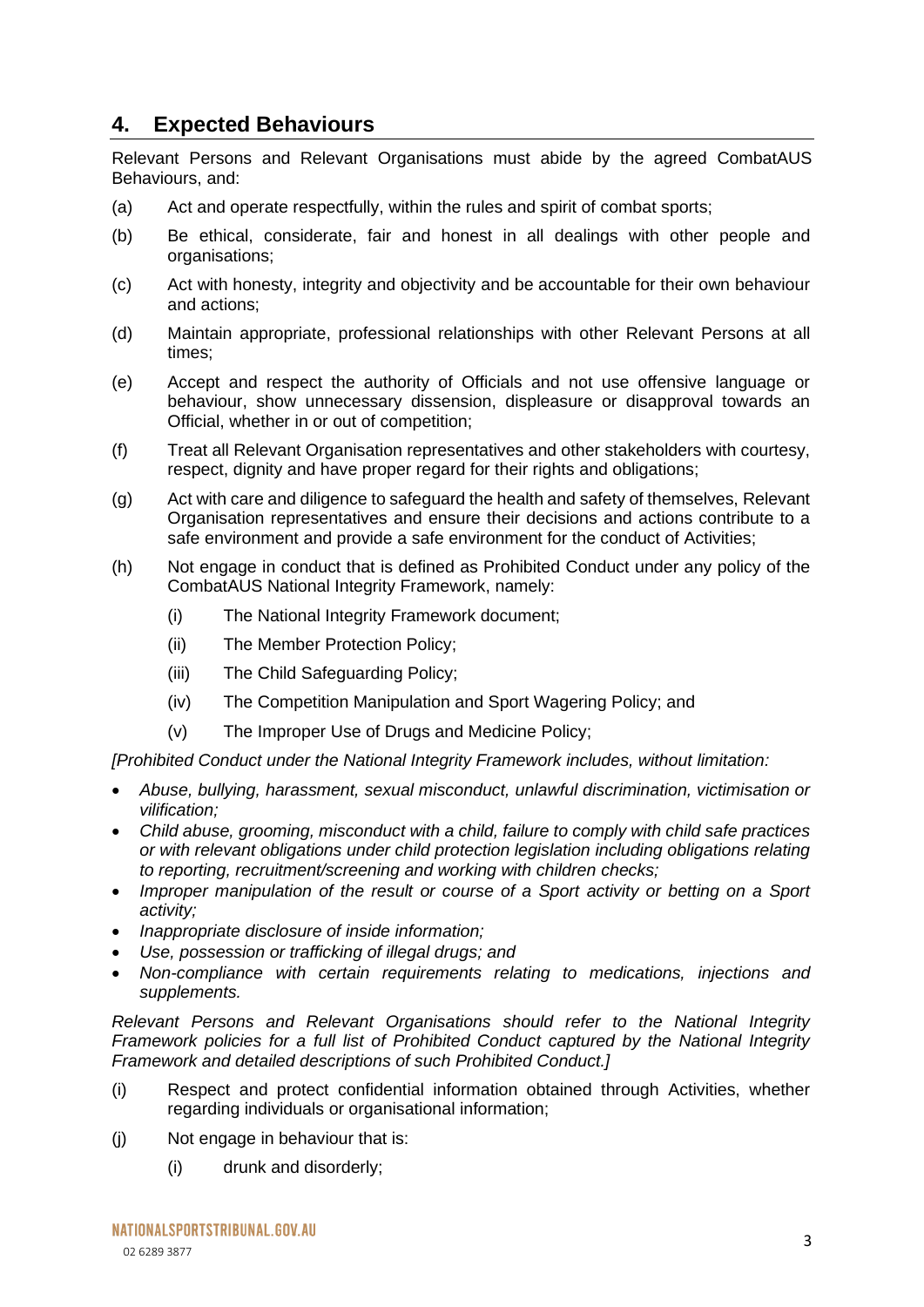## 4. Expected Behaviours

Relevant Persons and Relevant Organisations must abide by the agreed CombatAUS Behaviours, and:

(a) Act and operate respectfully, within the rules and spirit of combat sports;

(b) Be ethical, considerate, fair and honest in all dealings with other people and organisations;

(c) Act with honesty, integrity and objectivity and be accountable for their own behaviour and actions;

(d) Maintain appropriate, professional relationships with other Relevant Persons at all times;

(e) Accept and respect the authority of Officials and not use offensive language or behaviour, show unnecessary dissension, displeasure or disapproval towards an Official, whether in or out of competition;

(f) Treat all Relevant Organisation representatives and other stakeholders with courtesy, respect, dignity and have proper regard for their rights and obligations;

(g) Act with care and diligence to safeguard the health and safety of themselves, Relevant Organisation representatives and ensure their decisions and actions contribute to a safe environment and provide a safe environment for the conduct of Activities;

(h) Not engage in conduct that is defined as Prohibited Conduct under any policy of the CombatAUS National Integrity Framework, namely:

  (i) The National Integrity Framework document;

  (ii) The Member Protection Policy;

  (iii) The Child Safeguarding Policy;

  (iv) The Competition Manipulation and Sport Wagering Policy; and

  (v) The Improper Use of Drugs and Medicine Policy;

*[Prohibited Conduct under the National Integrity Framework includes, without limitation:*

- *Abuse, bullying, harassment, sexual misconduct, unlawful discrimination, victimisation or vilification;*
- *Child abuse, grooming, misconduct with a child, failure to comply with child safe practices or with relevant obligations under child protection legislation including obligations relating to reporting, recruitment/screening and working with children checks;*
- *Improper manipulation of the result or course of a Sport activity or betting on a Sport activity;*
- *Inappropriate disclosure of inside information;*
- *Use, possession or trafficking of illegal drugs; and*
- *Non-compliance with certain requirements relating to medications, injections and supplements.*

*Relevant Persons and Relevant Organisations should refer to the National Integrity Framework policies for a full list of Prohibited Conduct captured by the National Integrity Framework and detailed descriptions of such Prohibited Conduct.]*

(i) Respect and protect confidential information obtained through Activities, whether regarding individuals or organisational information;

(j) Not engage in behaviour that is:

  (i) drunk and disorderly;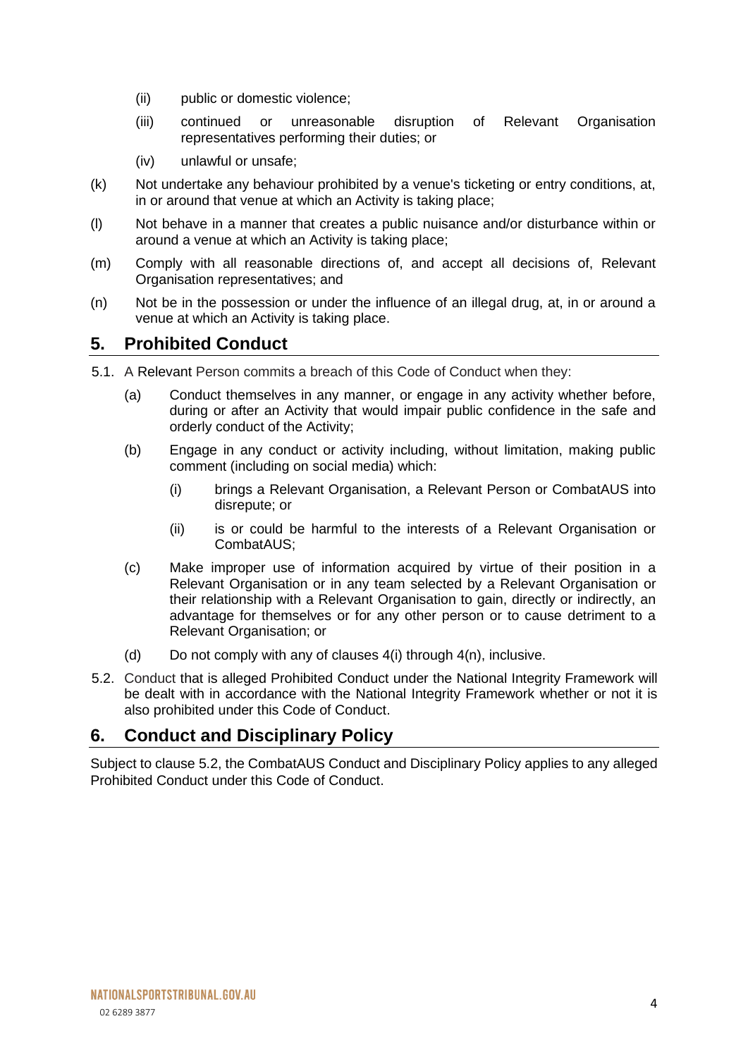(ii) public or domestic violence;

(iii) continued or unreasonable disruption of Relevant Organisation representatives performing their duties; or

(iv) unlawful or unsafe;

(k) Not undertake any behaviour prohibited by a venue's ticketing or entry conditions, at, in or around that venue at which an Activity is taking place;

(l) Not behave in a manner that creates a public nuisance and/or disturbance within or around a venue at which an Activity is taking place;

(m) Comply with all reasonable directions of, and accept all decisions of, Relevant Organisation representatives; and

(n) Not be in the possession or under the influence of an illegal drug, at, in or around a venue at which an Activity is taking place.

## 5. Prohibited Conduct

5.1. A Relevant Person commits a breach of this Code of Conduct when they:

(a) Conduct themselves in any manner, or engage in any activity whether before, during or after an Activity that would impair public confidence in the safe and orderly conduct of the Activity;

(b) Engage in any conduct or activity including, without limitation, making public comment (including on social media) which:

(i) brings a Relevant Organisation, a Relevant Person or CombatAUS into disrepute; or

(ii) is or could be harmful to the interests of a Relevant Organisation or CombatAUS;

(c) Make improper use of information acquired by virtue of their position in a Relevant Organisation or in any team selected by a Relevant Organisation or their relationship with a Relevant Organisation to gain, directly or indirectly, an advantage for themselves or for any other person or to cause detriment to a Relevant Organisation; or

(d) Do not comply with any of clauses 4(i) through 4(n), inclusive.

5.2. Conduct that is alleged Prohibited Conduct under the National Integrity Framework will be dealt with in accordance with the National Integrity Framework whether or not it is also prohibited under this Code of Conduct.

## 6. Conduct and Disciplinary Policy

Subject to clause 5.2, the CombatAUS Conduct and Disciplinary Policy applies to any alleged Prohibited Conduct under this Code of Conduct.